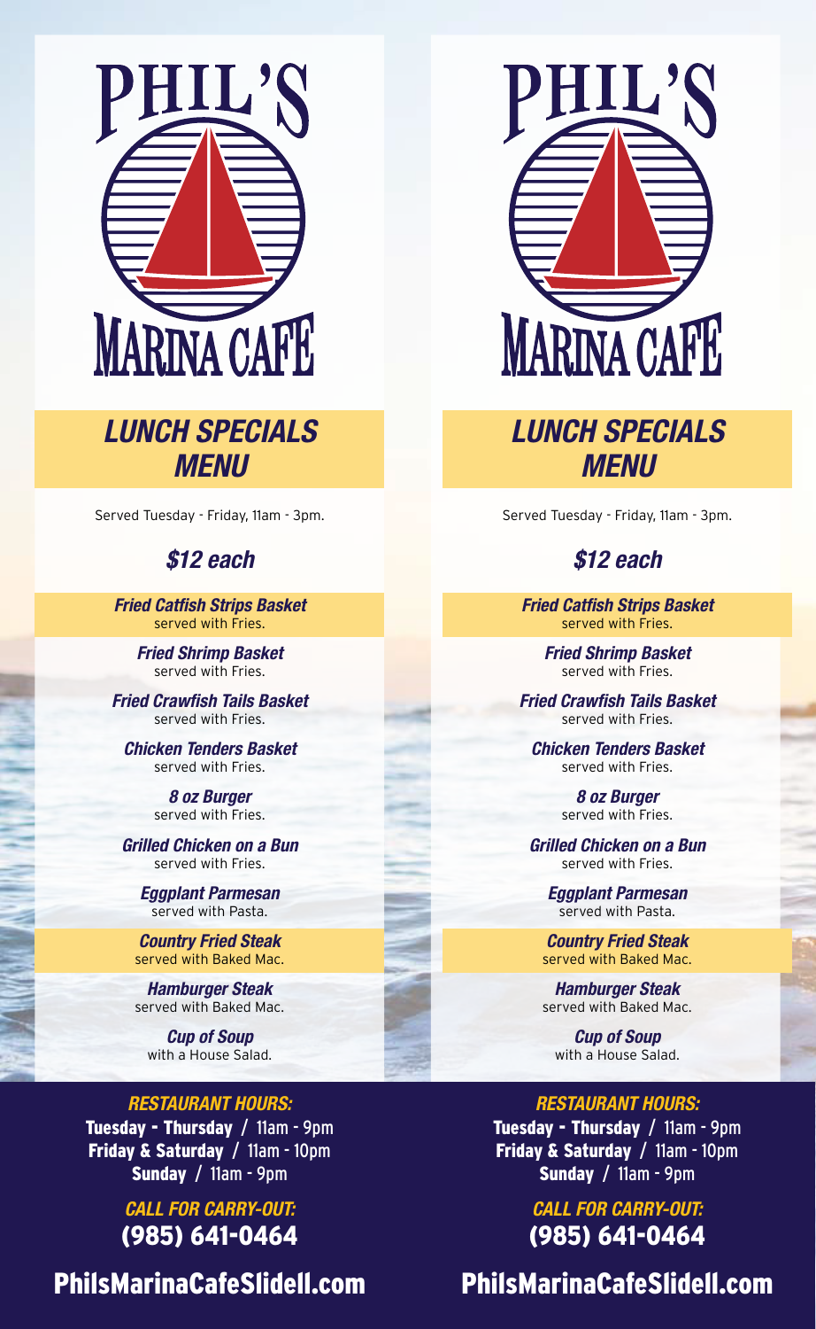# PHIL'S MARINA CAFE

## *LUNCH SPECIALS MENU*

Served Tuesday - Friday, 11am - 3pm.

### *$12 each*

***Fried Catfish Strips Basket***
served with Fries.

***Fried Shrimp Basket***
served with Fries.

***Fried Crawfish Tails Basket***
served with Fries.

***Chicken Tenders Basket***
served with Fries.

***8 oz Burger***
served with Fries.

***Grilled Chicken on a Bun***
served with Fries.

***Eggplant Parmesan***
served with Pasta.

***Country Fried Steak***
served with Baked Mac.

***Hamburger Steak***
served with Baked Mac.

***Cup of Soup***
with a House Salad.

***RESTAURANT HOURS:***

**Tuesday - Thursday** / 11am - 9pm
**Friday & Saturday** / 11am - 10pm
**Sunday** / 11am - 9pm

***CALL FOR CARRY-OUT:***
**(985) 641-0464**

**PhilsMarinaCafeSlidell.com**

# PHIL'S MARINA CAFE

## *LUNCH SPECIALS MENU*

Served Tuesday - Friday, 11am - 3pm.

### *$12 each*

***Fried Catfish Strips Basket***
served with Fries.

***Fried Shrimp Basket***
served with Fries.

***Fried Crawfish Tails Basket***
served with Fries.

***Chicken Tenders Basket***
served with Fries.

***8 oz Burger***
served with Fries.

***Grilled Chicken on a Bun***
served with Fries.

***Eggplant Parmesan***
served with Pasta.

***Country Fried Steak***
served with Baked Mac.

***Hamburger Steak***
served with Baked Mac.

***Cup of Soup***
with a House Salad.

***RESTAURANT HOURS:***

**Tuesday - Thursday** / 11am - 9pm
**Friday & Saturday** / 11am - 10pm
**Sunday** / 11am - 9pm

***CALL FOR CARRY-OUT:***
**(985) 641-0464**

**PhilsMarinaCafeSlidell.com**